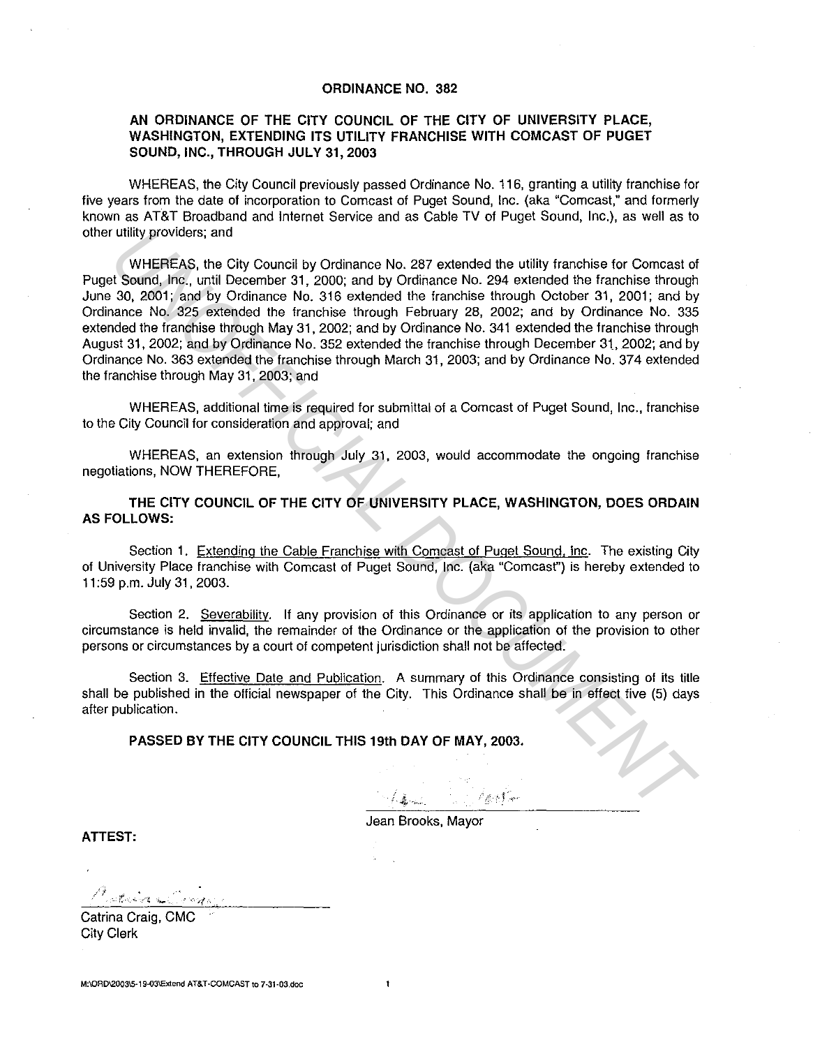# ORDINANCE NO. 382

## AN ORDINANCE OF THE CITY COUNCIL OF THE CITY OF UNIVERSITY PLACE, WASHINGTON, EXTENDING ITS UTILITY FRANCHISE WITH COMCAST OF PUGET SOUND, INC., THROUGH JULY 31, 2003

WHEREAS, the City Council previously passed Ordinance No. 116, granting a utility franchise for five years from the date of incorporation to Comcast of Puget Sound, Inc. (aka "Comcast," and formerly known as AT&T Broadband and Internet Service and as Cable TV of Puget Sound, Inc.), as well as to other utility providers; and

WHEREAS, the City Council by Ordinance No. 287 extended the utility franchise for Comcast of Puget Sound, Inc., until December 31, 2000; and by Ordinance No. 294 extended the franchise through June 30, 2001; and by Ordinance No. 316 extended the franchise through October 31, 2001; and by Ordinance No. 325 extended the franchise through February 28, 2002; and by Ordinance No. 335 extended the franchise through May 31, 2002; and by Ordinance No. 341 extended the franchise through August 31, 2002; and by Ordinance No. 352 extended the franchise through December 31, 2002; and by Ordinance No. 363 extended the franchise through March 31, 2003; and by Ordinance No. 374 extended the franchise through May 31, 2003; and

WHEREAS, additional time is required for submittal of a Comcast of Puget Sound, Inc., franchise to the City Council for consideration and approval; and

WHEREAS, an extension through July 31, 2003, would accommodate the ongoing franchise negotiations, NOW THEREFORE,

**THE CITY COUNCIL OF THE CITY OF UNIVERSITY PLACE, WASHINGTON, DOES ORDAIN AS FOLLOWS:**

Section 1. Extending the Cable Franchise with Comcast of Puget Sound, Inc. The existing City of University Place franchise with Comcast of Puget Sound, Inc. (aka "Comcast") is hereby extended to 11:59 p.m. July 31, 2003.

Section 2. Severability. If any provision of this Ordinance or its application to any person or circumstance is held invalid, the remainder of the Ordinance or the application of the provision to other persons or circumstances by a court of competent jurisdiction shall not be affected.

Section 3. Effective Date and Publication. A summary of this Ordinance consisting of its title shall be published in the official newspaper of the City. This Ordinance shall be in effect five (5) days after publication.

**PASSED BY THE CITY COUNCIL THIS 19th DAY OF MAY, 2003.**

Jean Brooks, Mayor

**ATTEST:**

Catrina Craig, CMC
City Clerk

M:\ORD\2003\5-19-03\Extend AT&T-COMCAST to 7-31-03.doc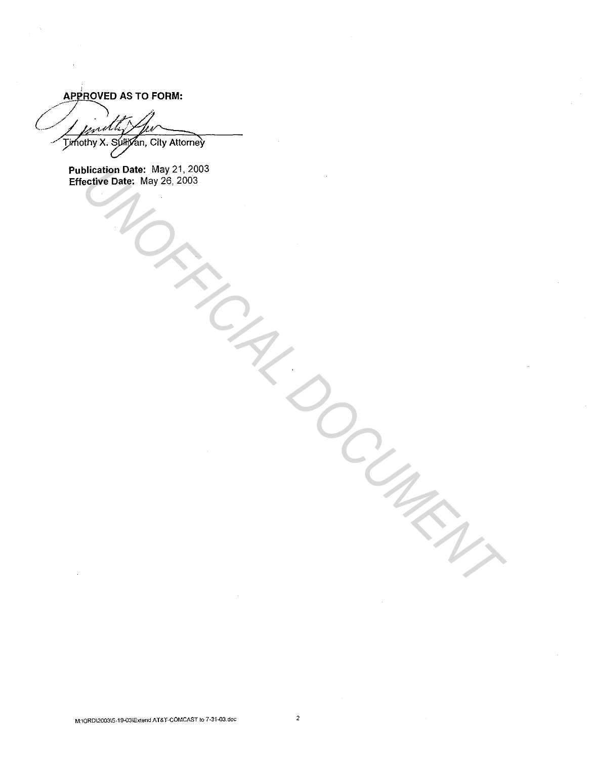**APPROVED AS TO FORM:**

Timothy X. Sullivan, City Attorney

**Publication Date:** May 21, 2003
**Effective Date:** May 26, 2003

UNOFFICIAL DOCUMENT

M:\ORD\2003\5-19-03\Extend AT&T-COMCAST to 7-31-03.doc